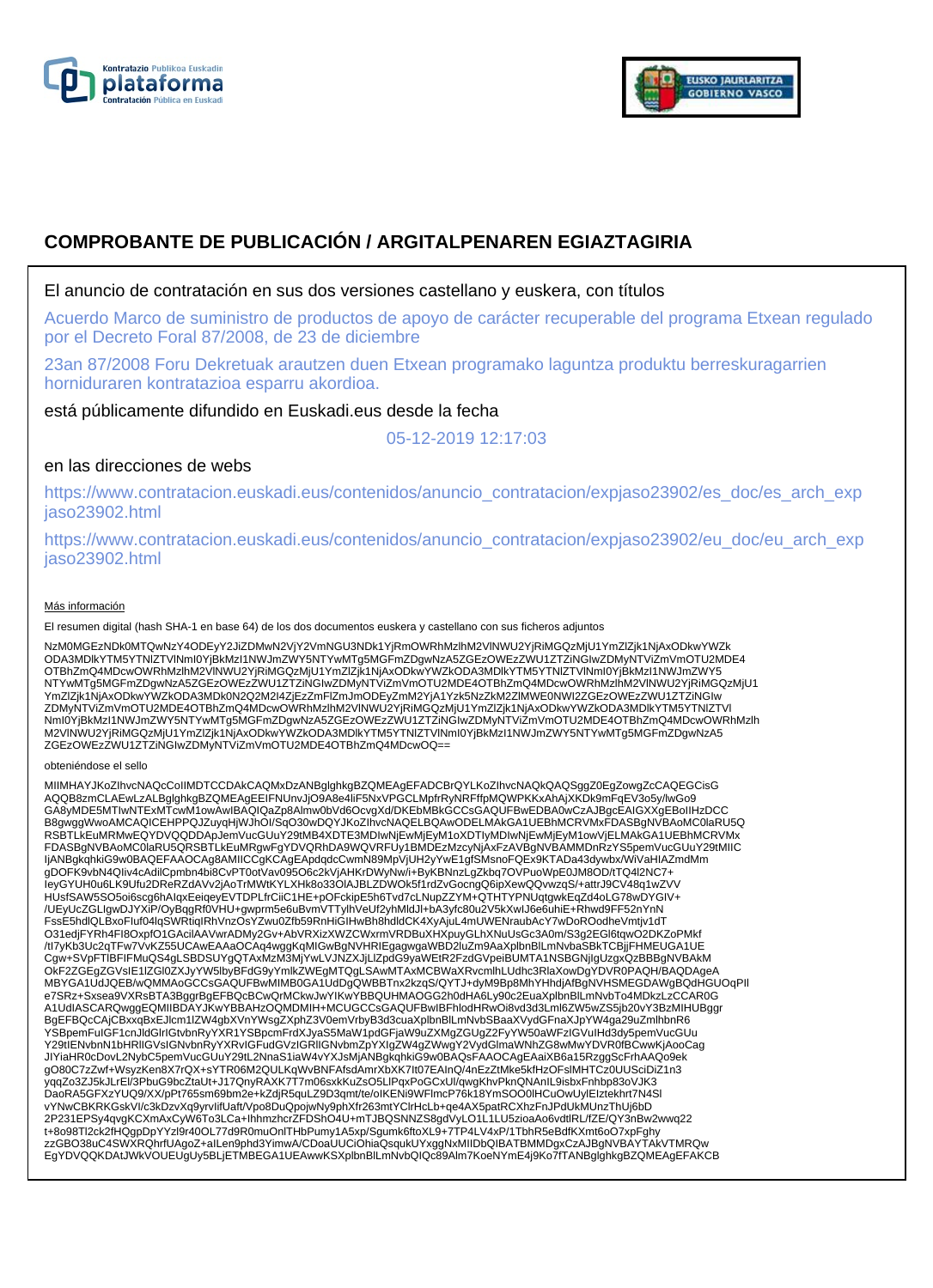# COMPROBANTE DE PUBLICACIÓN / ARGITALPENAREN EGIAZTAGIRIA

El anuncio de contratación en sus dos versiones castellano y euskera, con títulos

Acuerdo Marco de suministro de productos de apoyo de carácter recuperable del programa Etxean regulado por el Decreto Foral 87/2008, de 23 de diciembre

23an 87/2008 Foru Dekretuak arautzen duen Etxean programako laguntza produktu berreskuragarrien horniduraren kontratazioa esparru akordioa.

está públicamente difundido en Euskadi.eus desde la fecha

05-12-2019 12:17:03

en las direcciones de webs

https://www.contratacion.euskadi.eus/contenidos/anuncio_contratacion/expjaso23902/es_doc/es_arch_expjaso23902.html

https://www.contratacion.euskadi.eus/contenidos/anuncio_contratacion/expjaso23902/eu_doc/eu_arch_expjaso23902.html

Más información

El resumen digital (hash SHA-1 en base 64) de los dos documentos euskera y castellano con sus ficheros adjuntos

NzM0MGEzNDk0MTQwNzY4ODEyY2JiZDMwN2VjY2VmNGU3NDk1YjRmOWRhMzlhM2VlNWU2YjRiMGQzMjU1YmZlZjk1NjAxODkwYWZkODA3MDlkYTM5YTNlZTVlNmI0YjBkMzI1NWJmZWY5NTYwMTg5MGFmZDgwNzA5ZGEzOWEzZWU1ZTZiNGIwZDMyNTViZmVmOTU2MDE4OTBhZmQ4MDcwOWRhMzlhM2VlNWU2YjRiMGQzMjU1YmZlZjk1NjAxODkwYWZkODA3MDlkYTM5YTNlZTVlNmI0YjBkMzI1NWJmZWY5NTYwMTg5MGFmZDgwNzA5ZGEzOWEzZWU1ZTZiNGIwZDMyNTViZmVmOTU2MDE4OTBhZmQ4MDcwOWRhMzlhM2VlNWU2YjRiMGQzMjU1YmZlZjk1NjAxODkwYWZkODA3MDk0N2Q2M2I4ZjEzZmFlZmJmODEyZmM2YjA1Yzk5NzZkM2ZlMWE0NWI2ZGEzOWEzZWU1ZTZiNGIwZDMyNTViZmVmOTU2MDE4OTBhZmQ4MDcwOWRhMzlhM2VlNWU2YjRiMGQzMjU1YmZlZjk1NjAxODkwYWZkODA3MDlkYTM5YTNlZTVlNmI0YjBkMzI1NWJmZWY5NTYwMTg5MGFmZDgwNzA5ZGEzOWEzZWU1ZTZiNGIwZDMyNTViZmVmOTU2MDE4OTBhZmQ4MDcwOWRhMzlhM2VlNWU2YjRiMGQzMjU1YmZlZjk1NjAxODkwYWZkODA3MDlkYTM5YTNlZTVlNmI0YjBkMzI1NWJmZWY5NTYwMTg5MGFmZDgwNzA5ZGEzOWEzZWU1ZTZiNGIwZDMyNTViZmVmOTU2MDE4OTBhZmQ4MDcwOQ==

obteniéndose el sello

MIIMHAYJKoZIhvcNAQcCoIIMDTCCDAkCAQMxDzANBglghkgBZQMEAgEFADCBrQYLKoZIhvcNAQkQAQSggZ0EgZowgZcCAQEGCisGAQQB8zmCLAEwLzALBglghkgBZQMEAgEEIFNUnvJjO9A8e4liF5NxVPGCLMpfrRyNRFffpMQWPKKxAhAjXKDk9mFqEV3o5y/lwGo9GA8yMDE5MTIwNTExMTcwM1owAwIBAQIQaZp8Almw0bVd6OcvgXd/DKEbMBkGCCsGAQUFBwEDBA0wCzAJBgcEAIGXXgEBoIIHzDCCB8gwggWwoAMCAQICEHPPQJZuyqHjWJhOI/SqO30wDQYJKoZIhvcNAQELBQAwODELMAkGA1UEBhMCRVMxFDASBgNVBAoMC0laRU5QRSBTLkEuMRMwEQYDVQQDDApJemVucGUuY29tMB4XDTE3MDIwNjEwMjEyM1oXDTIyMDIwNjEwMjEyM1owVjELMAkGA1UEBhMCRVMxFDASBgNVBAoMC0laRU5QRSBTLkEuMRgwFgYDVQRhDA9WQVRFUy1BMDEzMzcyNjAxFzAVBgNVBAMMDnRzYS5pemVucGUuY29tMIICIjANBgkqhkiG9w0BAQEFAAOCAg8AMIICCgKCAgEApdqdcCwmN89MpVjUH2yYwE1gfSMsnoFQEx9KTADa43dywbx/WiVaHIAZmdMmgDOFK9vbN4QIiv4cAdilCpmbn4bi8CvPT0otVav095O6c2kVjAHKrDWyNw/i+ByKBNnzLgZkbq7OVPuoWpE0JM8OD/tTQ4l2NC7+IeyGYUH0u6LK9Ufu2DReRZdAVv2jAoTrMWtKYLXHk8o33OIAJBLZDWOk5f1rdZvGocngQ6ipXewQQvwzqS/+attrJ9CV48q1wZVVHUsfSAW5SO5oi6scg6hAIqxEeiqeyEVTDPLfrCiiC1HE+pOFckipE5h6Tvd7cLNupZZYM+QTHTYPNUqtgwkEqZd4oLG78wDYGIV+/UEyUcZGLIgwDJYXiP/OyBqgRf0VHU+gwprm5e6uBvmVTTylhVeUf2yhMldJl+bA3yfc80u2V5kXwlJ6e6uhiE+Rhwd9FF52nYnNFssE5hdlQLBxoFluf04lqSWRtiqIRhVnzOsYZwu0Zfb59RnHiGIHwBh8hdldCK4XyAjuL4mUWENraubAcY7wDoROodheVmtjv1dTO31edjFYRh4FI8OxpfO1GAciIAAVwrADMy2Gv+AbVRXizXWZCWxrmVRDBuXHXpuyGLhXNuUsGc3A0m/S3g2EGl6tqwO2DKZoPMkf/tI7yKb3Uc2qTFw7VvKZ55UCAwEAAaOCAq4wggKqMIGwBgNVHRIEgagwgaWBD2luZm9AaXplbnBlLmNvbaSBkTCBjjFHMEUGA1UECgw+SVpFTlBFIFMuQS4gLSBDSUYgQTAxMzM3MjYwLVJNZXJjLlZpdG9yaWEtR2FzdGVpeiBUMTA1NSBGNjIgUzgxQzBBBgNVBAkMOkF2ZGEgZGVsIE1lZGl0ZXJyYW5lbyBFdG9yYmlkZWEgMTQgLSAwMTAxMCBWaXRvcmlhLUdhc3RlaXowDgYDVR0PAQH/BAQDAgeAMBYGA1UdJQEB/wQMMAoGCCsGAQUFBwMIMB0GA1UdDgQWBBTnx2kzqS/QYTJ+dyM9Bp8MhYHhdjAfBgNVHSMEGDAWgBQdHGUOqPIle7SRz+Sxsea9VXRsBTA3BggrBgEFBQcBCwQrMCkwJwYIKwYBBQUHMAOGG2h0dHA6Ly90c2EuaXplbnBlLmNvbTo4MDkzLzCCAR0GA1UdIASCARQwggEQMIIBDAYJKwYBBAHzOQMDMIH+MCUGCCsGAQUFBwIBFhlodHRwOi8vd3d3Lml6ZW5wZS5jb20vY3BzMIHUBggrBgEFBQcCAjCBxxqBxEJlcm1lZW4gbXVnYWsgZXphZ3V0emVrbyB3d3cuaXplbnBlLmNvbSBaaXVydGFnaXJpYW4ga29uZmlhbnR6YSBpemFuIGF1cnJldGlrIGtvbnRyYXR1YSBpcmFrdXJyaS5MaW1pdGFjaW9uZXMgZGUgZ2FyYW50aWFzIGVuIHd3dy5pemVucGUuY29tIENvbnN1bHRlIGVsIGNvbnRyYXRvIGFudGVzIGRlIGNvbmZpYXIgZW4gZWwgY2VydGlmaWNhZG8wMwYDVR0fBCwwKjAooCagJIYiaHR0cDovL2NybC5pemVucGUuY29tL2NnaS1iaW4vYXJsMjANBgkqhkiG9w0BAQsFAAOCAgEAaiXB6a15RzggScFrhAAQo9ekgO80C7zZwf+WsyzKen8X7rQX+sYTR06M2QULKqWvBNFAfsdAmrXbXK7It07EAInQ/4nEzZtMke5kfHzOFslMHTCz0UUSciDiZ1n3yqqZo3ZJ5kJLrEl/3PbuG9bcZtaUt+J17QnyRAXK7T7m06sxkKuZsO5LlPqxPoGCxUl/qwgKhvPknQNAnIL9isbxFnhbp83oVJK3DaoRA5GFXzYUQ9/XX/pPt765sm69bm2e+kZdjR5quLZ9D3qmt/te/oIKENi9WFlmcP76k18YmSOO0lHCuOwUylElztekhrt7N4SIvYNwCBKRKGskVl/c3kDzvXq9yrvlifUaft/Vpo8DuQpojwNy9phXfr263mtYClrHcLb+qe4AX5patRCXhzFnJPdUkMUnzThUj6bD2P231EPSy4qvgKCXmAxCyW6To3LCa+lhhmzhcrZFDShO4U+mTJBQSNNZS8gdVyLO1L1LU5zioaAo6vdtlRL/fZE/QY3nBw2wwq22t+8o98Tl2ck2fHQgpDpYYzl9r40OL77d9R0muOnlTHbPumy1A5xp/Sgumk6ftoXL9+7TP4LV4xP/1TbhR5eBdfKXmt6oO7xpFghyzzGBO38uC4SWXRQhrfUAgoZ+aILen9phd3YimwA/CDoaUUCiOhiaQsqukUYxggNxMIIDbQIBATBMMDgxCzAJBgNVBAYTAkVTMRQwEgYDVQQKDAtJWkVOUEUgUy5BLjETMBEGA1UEAwwKSXplbnBlLmNvbQIQc89Alm7KoeNYmE4j9Ko7fTANBglghkgBZQMEAgEFAKCB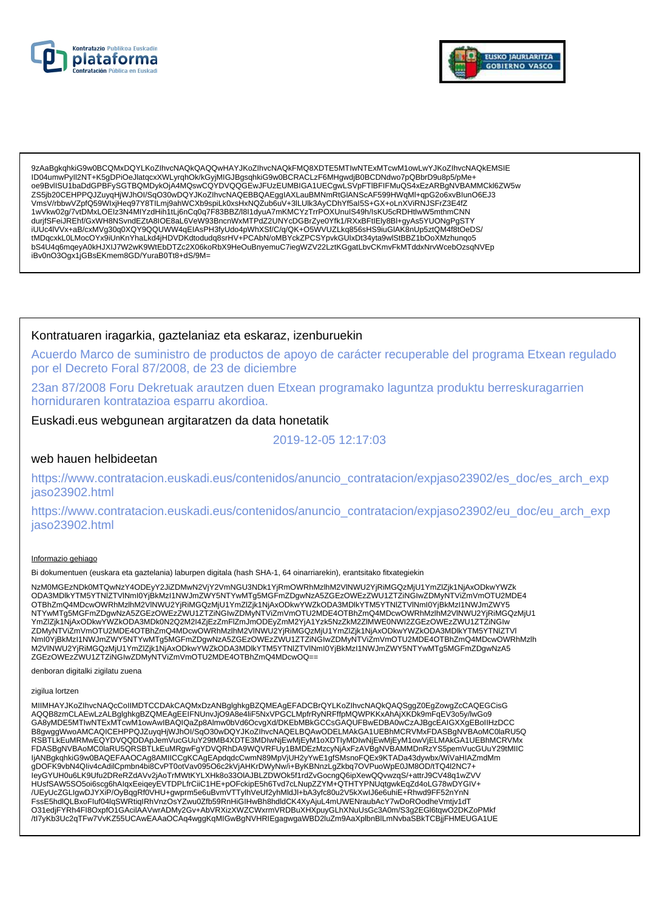9zAaBgkqhkiG9w0BCQMxDQYLKoZIhvcNAQkQAQQwHAYJKoZIhvcNAQkFMQ8XDTE5MTIwNTExMTcwM1owLwYJKoZIhvcNAQkEMSIE
ID04umwPyIl2NT+K5gDPiOeJlatqcxXWLyrqhOk/kGyjMIGJBgsqhkiG9w0BCRACLzF6MHgwdjB0BCDNdwo7pQBbrD9u8p5/pMe+
oe9BvlISU1baDdGPBFySGTBQMDykOjA4MQswCQYDVQQGEwJFUzEUMBIGA1UECgwLSVpFTlBFIFMuQS4xEzARBgNVBAMMCkl6ZW5w
ZS5jb20CEHPPQJZuyqHjWJhOl/SqO30wDQYJKoZIhvcNAQEBBQAEggIAXLauBMNmRtGIANScAF599HWqMl+qpG2o6xvBIunO6EJ3
VmsV/rbbwVZpfQ59WIxjHeq97Y8TILmj9ahWCXb9spiLk0xsHxNQZub6uV+3lLUlk3AyCDhYf5al5S+GX+oLnXViRNJSFrZ3E4fZ
1wVkw02g/7vtDMxLOEIz3N4MIYzdHih1tLj6nCq0q7F83BBZ/I8I1dyuA7mKMCYzTrrPOXUnuIS49h/IsKU5cRDHtlwW5mthmCNN
durjfSFeiJREhf/GxWH8NSvndEZtA8IOE8aL6VeW93BncnWxMTPdZ2UNYcDGBrZye0Yfk1/RXxBFtIEly8BI+gyAs5YUONgPgSTY
iUUc4lVVx+aB/cxMVg30q0XQY9QQUWW4qEIAsPH3fyUdo4pWhXSf/C/q/QK+O5WVUZLkq856sHS9iuGlAK8nUp5ztQM4f8tOeDS/
tMDqcxkL0LMocOYx9iUnKnYhaLkd4jHDVDKdtodudq8srHV+PCAbN/oMBYckZPCSYpvkGUlxDt34yta9wlStBBZ1bOoXMzhunqo5
bS4U4q6mqeyA0kHJXIJ7W2wK9WtEbDTZc2X06koRbX9HeOuBnyemuC7iegWZV22LztKGgatLbvCKmvFkMTddxNrvWcebOzsqNVEp
iBv0nO3Ogx1jGBsEKmem8GD/YuraB0Tt8+dS/9M=

Kontratuaren iragarkia, gaztelaniaz eta eskaraz, izenburuekin

Acuerdo Marco de suministro de productos de apoyo de carácter recuperable del programa Etxean regulado por el Decreto Foral 87/2008, de 23 de diciembre

23an 87/2008 Foru Dekretuak arautzen duen Etxean programako laguntza produktu berreskuragarrien horniduraren kontratazioa esparru akordioa.

Euskadi.eus webgunean argitaratzen da data honetatik

2019-12-05 12:17:03

web hauen helbideetan

https://www.contratacion.euskadi.eus/contenidos/anuncio_contratacion/expjaso23902/es_doc/es_arch_expjaso23902.html

https://www.contratacion.euskadi.eus/contenidos/anuncio_contratacion/expjaso23902/eu_doc/eu_arch_expjaso23902.html

Informazio gehiago

Bi dokumentuen (euskara eta gaztelania) laburpen digitala (hash SHA-1, 64 oinarriarekin), erantsitako fitxategiekin

NzM0MGEzNDk0MTQwNzY4ODEyY2JiZDMwN2VjY2VmNGU3NDk1YjRmOWRhMzlhM2VlNWU2YjRiMGQzMjU1YmZlZjk1NjAxODkwYWZk
ODA3MDlkYTM5YTNlZTVlNmI0YjBkMzI1NWJmZWY5NTYwMTg5MGFmZDgwNzA5ZGEzOWEzZWU1ZTZiNGIwZDMyNTViZmVmOTU2MDE4
OTBhZmQ4MDcwOWRhMzlhM2VlNWU2YjRiMGQzMjU1YmZlZjk1NjAxODkwYWZkODA3MDlkYTM5YTNlZTVlNmI0YjBkMzI1NWJmZWY5
NTYwMTg5MGFmZDgwNzA5ZGEzOWEzZWU1ZTZiNGIwZDMyNTViZmVmOTU2MDE4OTBhZmQ4MDcwOWRhMzlhM2VlNWU2YjRiMGQzMjU1
YmZlZjk1NjAxODkwYWZkODA3MDk0N2Q2M2I4ZjEzZmFlZmJmODEyZmM2YjA1Yzk5NzZkM2ZlMWE0NWI2ZGEzOWEzZWU1ZTZiNGIw
ZDMyNTViZmVmOTU2MDE4OTBhZmQ4MDcwOWRhMzlhM2VlNWU2YjRiMGQzMjU1YmZlZjk1NjAxODkwYWZkODA3MDlkYTM5YTNlZTVl
NmI0YjBkMzI1NWJmZWY5NTYwMTg5MGFmZDgwNzA5ZGEzOWEzZWU1ZTZiNGIwZDMyNTViZmVmOTU2MDE4OTBhZmQ4MDcwOWRhMzlh
M2VlNWU2YjRiMGQzMjU1YmZlZjk1NjAxODkwYWZkODA3MDlkYTM5YTNlZTVlNmI0YjBkMzI1NWJmZWY5NTYwMTg5MGFmZDgwNzA5
ZGEzOWEzZWU1ZTZiNGIwZDMyNTViZmVmOTU2MDE4OTBhZmQ4MDcwOQ==

denboran digitalki zigilatu zuena

zigilua lortzen

MIIMHAYJKoZIhvcNAQcCoIIMDTCCDAkCAQMxDzANBglghkgBZQMEAgEFADCBrQYLKoZIhvcNAQkQAQSggZ0EgZowgZcCAQEGCisG
AQQB8zmCLAEwLzALBglghkgBZQMEAgEEIFNUnvJjO9A8e4liF5NxVPGCLMpfrRyNRFffpMQWPKKxAhAjXKDk9mFqEV3o5y/lwGo9
GA8yMDE5MTIwNTExMTcwM1owAwIBAQIQaZp8Almw0bVd6OcvgXd/DKEbMBkGCCsGAQUFBwEDBA0wCzAJBgcEAIGXXgEBoIIHzDCC
B8gwggWwoAMCAQICEHPPQJZuyqHjWJhOl/SqO30wDQYJKoZIhvcNAQELBQAwODELMAkGA1UEBhMCRVMxFDASBgNVBAoMC0laRU5Q
RSBTLkEuMRMwEQYDVQQDDApJemVucGUuY29tMB4XDTE3MDIwNjEwMjEyM1oXDTIyMDIwNjEwMjEyM1owVjELMAkGA1UEBhMCRVMx
FDASBgNVBAoMC0laRU5QRSBTLkEuMRgwFgYDVQRhDA9WQVRFUy1BMDEzMzcyNjAxFzAVBgNVBAMMDnRzYS5pemVucGUuY29tMIIC
IjANBgkqhkiG9w0BAQEFAAOCAg8AMIICCgKCAgEApdqdcCwmN89MpVjUH2yYwE1gfSMsnoFQEx9KTADa43dywbx/WiVaHIAZmdMm
gDOFK9vbN4QIiv4cAdilCpmbn4bi8CvPT0otVav095O6c2kVjAHKrDWyNw/i+ByKBNnzLgZkbq7OVPuoWpE0JM8OD/tTQ4l2NC7+
IeyGYUH0u6LK9Ufu2DReRZdAVv2jAoTrMWtKYLXHk8o33OlAJBLZDWOk5f1rdZvGocngQ6ipXewQQvwzqS/+attrJ9CV48q1wZVV
HUsfSAW5SO5oi6scg6hAlqxEeiqeyEVTDPLfrCiiC1HE+pOFckipE5h6Tvd7cLNupZZYM+QTHTYPNUqtgwkEqZd4oLG78wDYGIV+
/UEyUcZGLIgwDJYXiP/OyBqgRf0VHU+gwprm5e6uBvmVTTylhVeUf2yhMldJl+bA3yfc80u2V5kXwlJ6e6uhiE+Rhwd9FF52nYnN
FssE5hdlQLBxoFIuf04lqSWRtiqIRhVnzOsYZwu0Zfb59RnHiGIHwBh8hdldCK4XyAjuL4mUWENraubAcY7wDoROodheVmtjv1dT
O31edjFYRh4FI8OxpfO1GAcilAAVwrADMy2Gv+AbVRXizXWZCWxrmVRDBuXHXpuyGLhXNuUsGc3A0m/S3g2EGl6tqwO2DKZoPMkf
/tI7yKb3Uc2qTFw7VvKZ55UCAwEAAaOCAq4wggKqMIGwBgNVHRIEgagwgaWBD2luZm9AaXplbnBlLmNvbaSBkTCBjjFHMEUGA1UE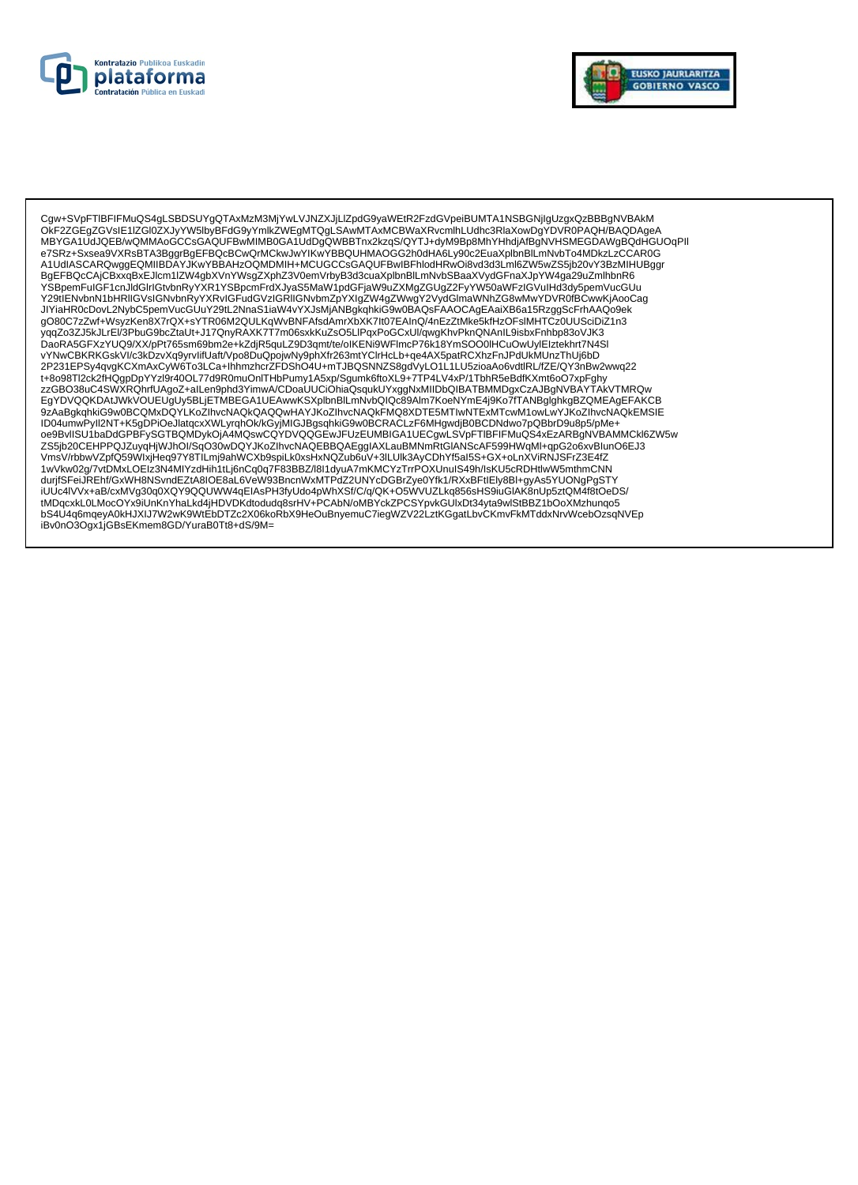Cgw+SVpFTlBFIFMuQS4gLSBDSUYgQTAxMzM3MjYwLVJNZXJjLlZpdG9yaWEtR2FzdGVpeiBUMTA1NSBGNjlgUzgxQzBBBgNVBAkM
OkF2ZGEgZGVsIE1lZGl0ZXJyYW5lbyBFdG9yYmlkZWEgMTQgLSAwMTAxMCBWaXRvcmlhLUdhc3RlaXowDgYDVR0PAQH/BAQDAgeA
MBYGA1UdJQEB/wQMMAoGCCsGAQUFBwMIMB0GA1UdDgQWBBTnx2kzqS/QYTJ+dyM9Bp8MhYHhdjAfBgNVHSMEGDAWgBQdHGUOqPIl
e7SRz+Sxsea9VXRsBTA3BggrBgEFBQcBCwQrMCkwJwYIKwYBBQUHMAOGG2h0dHA6Ly90c2EuaXplbnBlLmNvbTo4MDkzLzCCAR0G
A1UdIASCARQwggEQMIIBDAYJKwYBBAHzOQMDMIH+MCUGCCsGAQUFBwIBFhlodHRwOi8vd3d3Lml6ZW5wZS5jb20vY3BzMIHUBggr
BgEFBQcCAjCBxxqBxEJlcm1lZW4gbXVnYWsgZXphZ3V0emVrbyB3d3cuaXplbnBlLmNvbSBaaXVydGFnaXJpYW4ga29uZmlhbnR6
YSBpemFuIGF1cnJldGlrIGtvbnRyYXR1YSBpcmFrdXJyaS5MaW1pdGFjaW9uZXMgZGUgZ2FyYW50aWFzIGVuIHd3dy5pemVucGUu
Y29tIENvbnN1bHRlIGVsIGNvbnRyYXRvIGFudGVzIGRlIGNvbmZpYXIgZW4gZWwgY2VydGlmaWNhZG8wMwYDVR0fBCwwKjAooCag
JIYiaHR0cDovL2NybC5pemVucGUuY29tL2NnaS1iaW4vYXJsMjANBgkqhkiG9w0BAQsFAAOCAgEAaiXB6a15RzggScFrhAAQo9ek
gO80C7zZwf+WsyzKen8X7rQX+sYTR06M2QULKqWvBNFAfsdAmrXbXK7lt07EAInQ/4nEzZtMke5kfHzOFslMHTCz0UUSciDiZ1n3
yqqZo3ZJ5kJLrEl/3PbuG9bcZtaUt+J17QnyRAXK7T7m06sxkKuZsO5LlPqxPoGCxUl/qwgKhvPknQNAnIL9isbxFnhbp83oVJK3
DaoRA5GFXzYUQ9/XX/pPt765sm69bm2e+kZdjR5quLZ9D3qmt/te/oIKENi9WFlmcP76k18YmSOO0lHCuOwUylElztekhrt7N4Sl
vYNwCBKRKGskVl/c3kDzvXq9yrvlifUaft/Vpo8DuQpojwNy9phXfr263mtYClrHcLb+qe4AX5patRCXhzFnJPdUkMUnzThUj6bD
2P231EPSy4qvgKCXmAxCyW6To3LCa+IhhmzhcrZFDShO4U+mTJBQSNNZS8gdVyLO1L1LU5zioaAo6vdtlRL/fZE/QY3nBw2wwq22
t+8o98Tl2ck2fHQgpDpYYzl9r40OL77d9R0muOnlTHbPumy1A5xp/Sgumk6ftoXL9+7TP4LV4xP/1TbhR5eBdfKXmt6oO7xpFghy
zzGBO38uC4SWXRQhrfUAgoZ+aILen9phd3YimwA/CDoaUUCiOhiaQsqukUYxggNxMIIDbQIBATBMMDgxCzAJBgNVBAYTAkVTMRQw
EgYDVQQKDAtJWkVOUEUgUy5BLjETMBEGA1UEAwwKSXplbnBlLmNvbQIQc89Alm7KoeNYmE4j9Ko7fTANBglghkgBZQMEAgEFAKCB
9zAaBgkqhkiG9w0BCQMxDQYLKoZIhvcNAQkQAQQwHAYJKoZIhvcNAQkFMQ8XDTE5MTIwNTExMTcwM1owLwYJKoZIhvcNAQkEMSIE
ID04umwPyIl2NT+K5gDPiOeJlatqcxXWLyrqhOk/kGyjMIGJBgsqhkiG9w0BCRACLzF6MHgwdjB0BCDNdwo7pQBbrD9u8p5/pMe+
oe9BvlISU1baDdGPBFySGTBQMDykOjA4MQswCQYDVQQGEwJFUzEUMBIGA1UECgwLSVpFTlBFIFMuQS4xEzARBgNVBAMMCkl6ZW5w
ZS5jb20CEHPPQJZuyqHjWJhOI/SqO30wDQYJKoZIhvcNAQEBBQAEggIAXLauBMNmRtGlANScAF599HWqMl+qpG2o6xvBlunO6EJ3
VmsV/rbbwVZpfQ59WIxjHeq97Y8TILmj9ahWCXb9spiLk0xsHxNQZub6uV+3lLUlk3AyCDhYf5al5S+GX+oLnXViRNJSFrZ3E4fZ
1wVkw02g/7vtDMxLOEIz3N4MIYzdHih1tLj6nCq0q7F83BBZ/l8l1dyuA7mKMCYzTrrPOXUnulS49h/IsKU5cRDHtlwW5mthmCNN
durjfSFeiJREhf/GxWH8NSvndEZtA8lOE8aL6VeW93BncnWxMTPdZ2UNYcDGBrZye0Yfk1/RXxBFtIEly8Bl+gyAs5YUONgPgSTY
iUUc4lVVx+aB/cxMVg30q0XQY9QQUWW4qEIAsPH3fyUdo4pWhXSf/C/q/QK+O5WVUZLkq856sHS9iuGlAK8nUp5ztQM4f8tOeDS/
tMDqcxkL0LMocOYx9iUnKnYhaLkd4jHDVDKdtodudq8srHV+PCAbN/oMBYckZPCSYpvkGUlxDt34yta9wlStBBZ1bOoXMzhunqo5
bS4U4q6mqeyA0kHJXIJ7W2wK9WtEbDTZc2X06koRbX9HeOuBnyemuC7iegWZV22LztKGgatLbvCKmvFkMTddxNrvWcebOzsqNVEp
iBv0nO3Ogx1jGBsEKmem8GD/YuraB0Tt8+dS/9M=